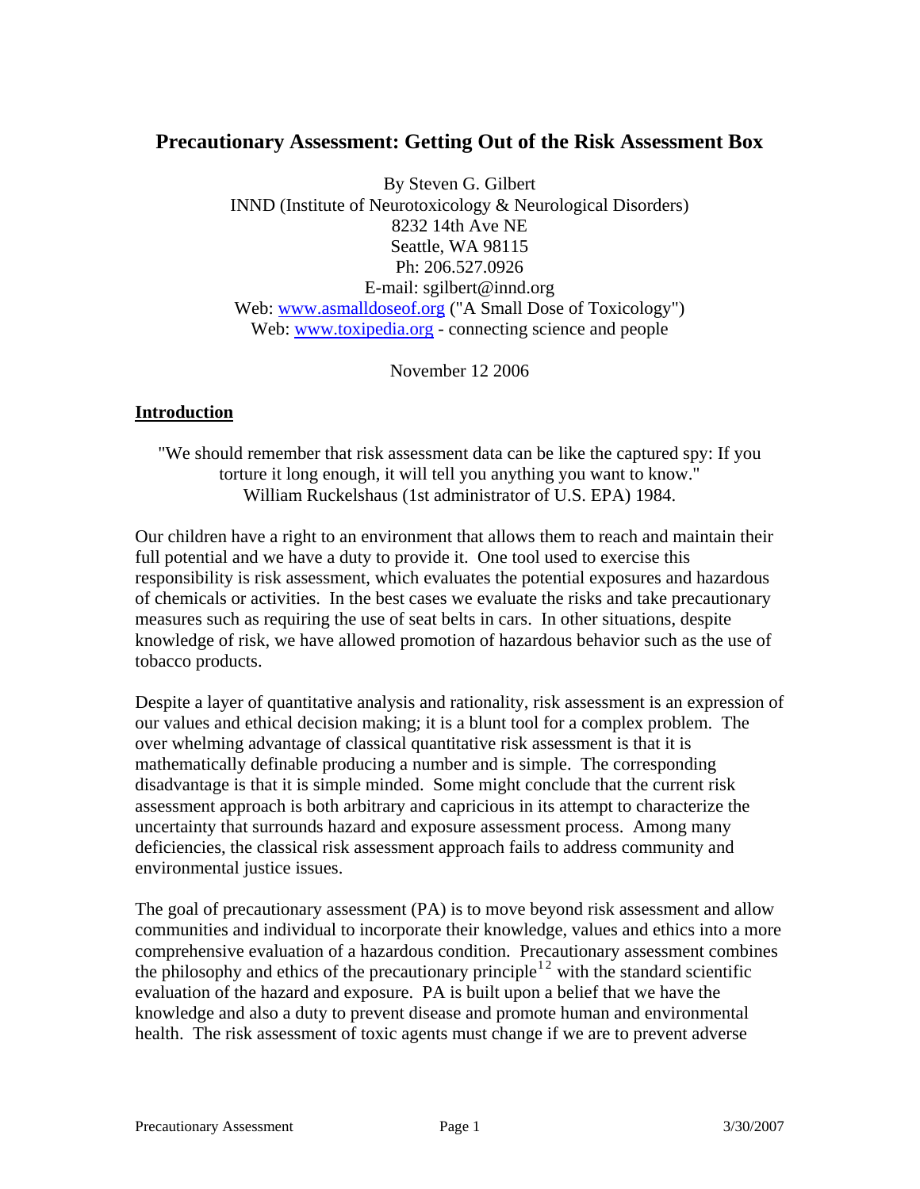# Precautionary Assessment: Getting Out of the Risk Assessment Box

By Steven G. Gilbert
INND (Institute of Neurotoxicology & Neurological Disorders)
8232 14th Ave NE
Seattle, WA 98115
Ph: 206.527.0926
E-mail: sgilbert@innd.org
Web: [www.asmalldoseof.org](http://www.asmalldoseof.org) ("A Small Dose of Toxicology")
Web: [www.toxipedia.org](http://www.toxipedia.org) - connecting science and people

November 12 2006

## Introduction

> "We should remember that risk assessment data can be like the captured spy: If you torture it long enough, it will tell you anything you want to know."
> William Ruckelshaus (1st administrator of U.S. EPA) 1984.

Our children have a right to an environment that allows them to reach and maintain their full potential and we have a duty to provide it. One tool used to exercise this responsibility is risk assessment, which evaluates the potential exposures and hazardous of chemicals or activities. In the best cases we evaluate the risks and take precautionary measures such as requiring the use of seat belts in cars. In other situations, despite knowledge of risk, we have allowed promotion of hazardous behavior such as the use of tobacco products.

Despite a layer of quantitative analysis and rationality, risk assessment is an expression of our values and ethical decision making; it is a blunt tool for a complex problem. The over whelming advantage of classical quantitative risk assessment is that it is mathematically definable producing a number and is simple. The corresponding disadvantage is that it is simple minded. Some might conclude that the current risk assessment approach is both arbitrary and capricious in its attempt to characterize the uncertainty that surrounds hazard and exposure assessment process. Among many deficiencies, the classical risk assessment approach fails to address community and environmental justice issues.

The goal of precautionary assessment (PA) is to move beyond risk assessment and allow communities and individual to incorporate their knowledge, values and ethics into a more comprehensive evaluation of a hazardous condition. Precautionary assessment combines the philosophy and ethics of the precautionary principle[1 2] with the standard scientific evaluation of the hazard and exposure. PA is built upon a belief that we have the knowledge and also a duty to prevent disease and promote human and environmental health. The risk assessment of toxic agents must change if we are to prevent adverse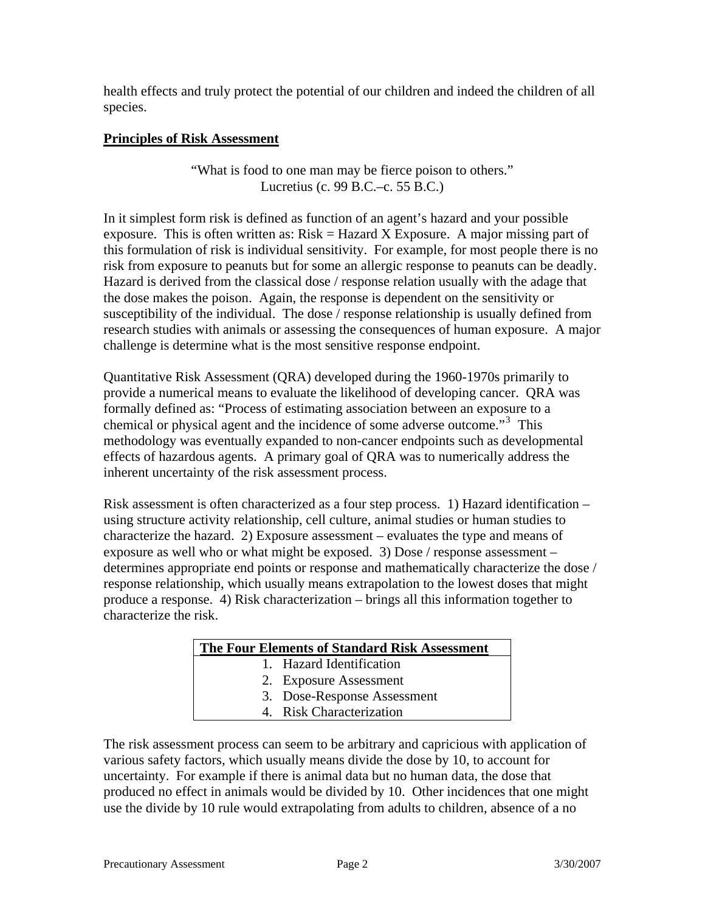health effects and truly protect the potential of our children and indeed the children of all species.

## Principles of Risk Assessment

> "What is food to one man may be fierce poison to others."
> Lucretius (c. 99 B.C.–c. 55 B.C.)

In it simplest form risk is defined as function of an agent's hazard and your possible exposure. This is often written as: Risk = Hazard X Exposure. A major missing part of this formulation of risk is individual sensitivity. For example, for most people there is no risk from exposure to peanuts but for some an allergic response to peanuts can be deadly. Hazard is derived from the classical dose / response relation usually with the adage that the dose makes the poison. Again, the response is dependent on the sensitivity or susceptibility of the individual. The dose / response relationship is usually defined from research studies with animals or assessing the consequences of human exposure. A major challenge is determine what is the most sensitive response endpoint.

Quantitative Risk Assessment (QRA) developed during the 1960-1970s primarily to provide a numerical means to evaluate the likelihood of developing cancer. QRA was formally defined as: "Process of estimating association between an exposure to a chemical or physical agent and the incidence of some adverse outcome."[3] This methodology was eventually expanded to non-cancer endpoints such as developmental effects of hazardous agents. A primary goal of QRA was to numerically address the inherent uncertainty of the risk assessment process.

Risk assessment is often characterized as a four step process. 1) Hazard identification – using structure activity relationship, cell culture, animal studies or human studies to characterize the hazard. 2) Exposure assessment – evaluates the type and means of exposure as well who or what might be exposed. 3) Dose / response assessment – determines appropriate end points or response and mathematically characterize the dose / response relationship, which usually means extrapolation to the lowest doses that might produce a response. 4) Risk characterization – brings all this information together to characterize the risk.

| The Four Elements of Standard Risk Assessment |
| --- |
| 1. Hazard Identification |
| 2. Exposure Assessment |
| 3. Dose-Response Assessment |
| 4. Risk Characterization |

The risk assessment process can seem to be arbitrary and capricious with application of various safety factors, which usually means divide the dose by 10, to account for uncertainty. For example if there is animal data but no human data, the dose that produced no effect in animals would be divided by 10. Other incidences that one might use the divide by 10 rule would extrapolating from adults to children, absence of a no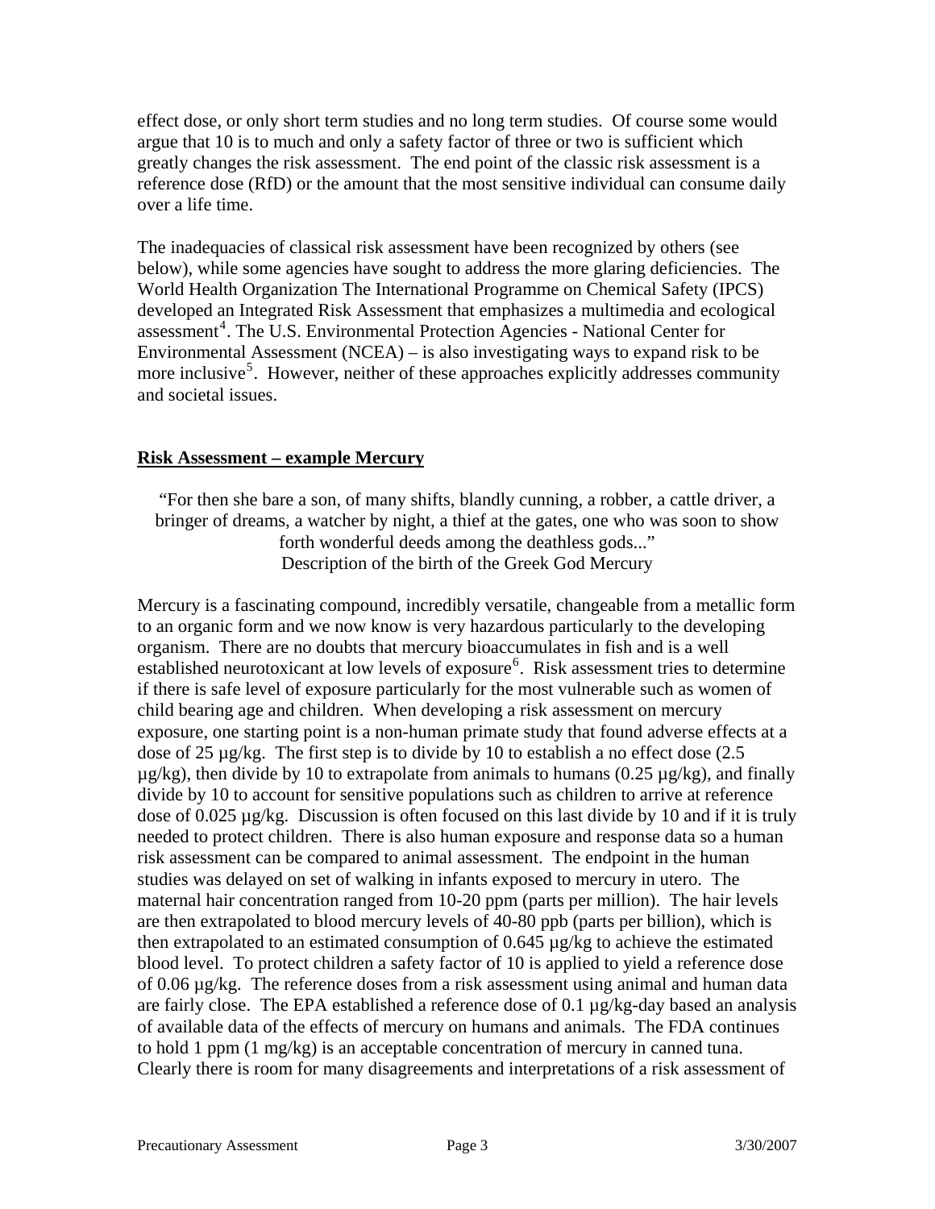effect dose, or only short term studies and no long term studies. Of course some would argue that 10 is to much and only a safety factor of three or two is sufficient which greatly changes the risk assessment. The end point of the classic risk assessment is a reference dose (RfD) or the amount that the most sensitive individual can consume daily over a life time.

The inadequacies of classical risk assessment have been recognized by others (see below), while some agencies have sought to address the more glaring deficiencies. The World Health Organization The International Programme on Chemical Safety (IPCS) developed an Integrated Risk Assessment that emphasizes a multimedia and ecological assessment[4]. The U.S. Environmental Protection Agencies - National Center for Environmental Assessment (NCEA) – is also investigating ways to expand risk to be more inclusive[5]. However, neither of these approaches explicitly addresses community and societal issues.

## **Risk Assessment – example Mercury**

> "For then she bare a son, of many shifts, blandly cunning, a robber, a cattle driver, a bringer of dreams, a watcher by night, a thief at the gates, one who was soon to show forth wonderful deeds among the deathless gods..."
> Description of the birth of the Greek God Mercury

Mercury is a fascinating compound, incredibly versatile, changeable from a metallic form to an organic form and we now know is very hazardous particularly to the developing organism. There are no doubts that mercury bioaccumulates in fish and is a well established neurotoxicant at low levels of exposure[6]. Risk assessment tries to determine if there is safe level of exposure particularly for the most vulnerable such as women of child bearing age and children. When developing a risk assessment on mercury exposure, one starting point is a non-human primate study that found adverse effects at a dose of 25 µg/kg. The first step is to divide by 10 to establish a no effect dose (2.5 µg/kg), then divide by 10 to extrapolate from animals to humans (0.25 µg/kg), and finally divide by 10 to account for sensitive populations such as children to arrive at reference dose of 0.025 µg/kg. Discussion is often focused on this last divide by 10 and if it is truly needed to protect children. There is also human exposure and response data so a human risk assessment can be compared to animal assessment. The endpoint in the human studies was delayed on set of walking in infants exposed to mercury in utero. The maternal hair concentration ranged from 10-20 ppm (parts per million). The hair levels are then extrapolated to blood mercury levels of 40-80 ppb (parts per billion), which is then extrapolated to an estimated consumption of 0.645 µg/kg to achieve the estimated blood level. To protect children a safety factor of 10 is applied to yield a reference dose of 0.06 µg/kg. The reference doses from a risk assessment using animal and human data are fairly close. The EPA established a reference dose of 0.1 µg/kg-day based an analysis of available data of the effects of mercury on humans and animals. The FDA continues to hold 1 ppm (1 mg/kg) is an acceptable concentration of mercury in canned tuna. Clearly there is room for many disagreements and interpretations of a risk assessment of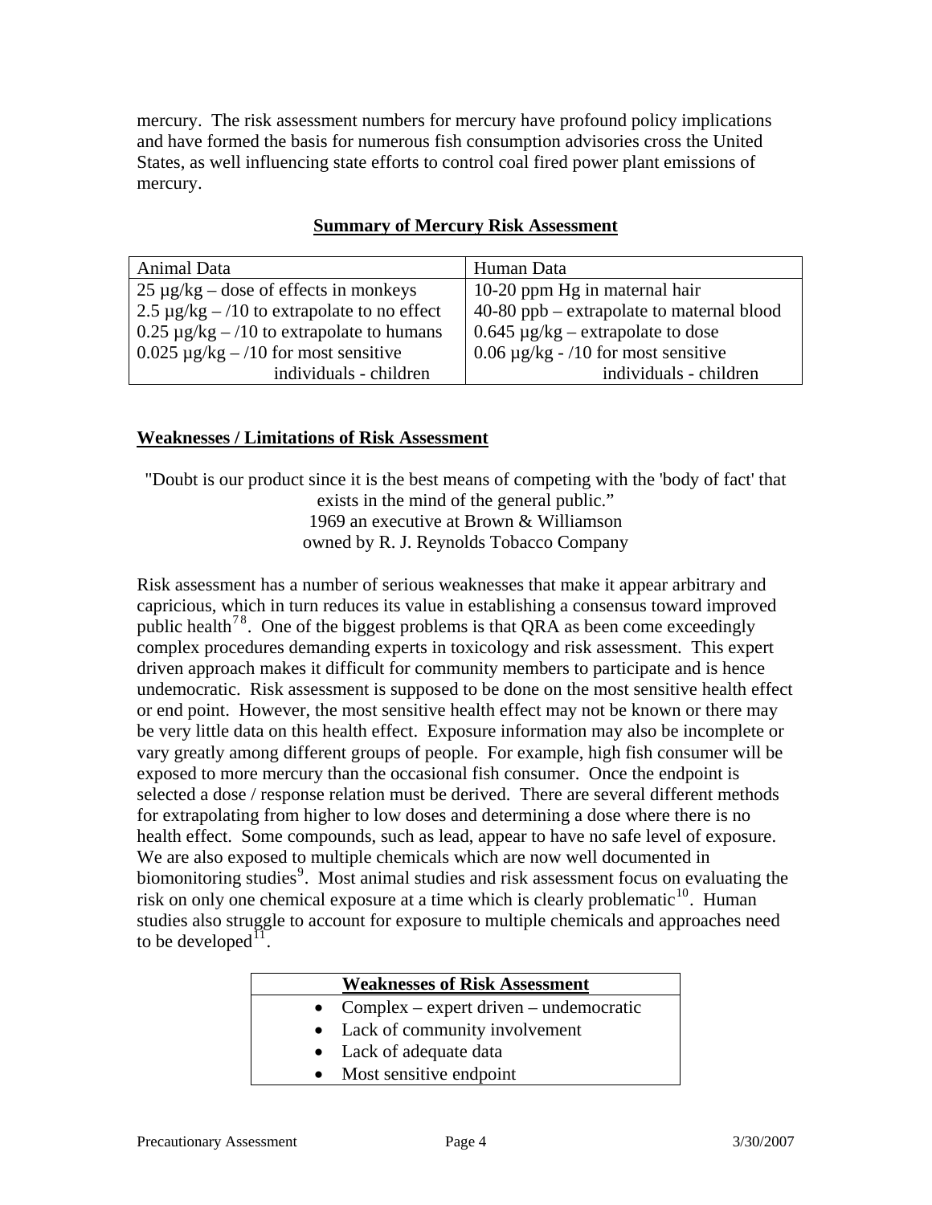mercury. The risk assessment numbers for mercury have profound policy implications and have formed the basis for numerous fish consumption advisories cross the United States, as well influencing state efforts to control coal fired power plant emissions of mercury.

**Summary of Mercury Risk Assessment**

| Animal Data | Human Data |
|---|---|
| 25 µg/kg – dose of effects in monkeys | 10-20 ppm Hg in maternal hair |
| 2.5 µg/kg – /10 to extrapolate to no effect | 40-80 ppb – extrapolate to maternal blood |
| 0.25 µg/kg – /10 to extrapolate to humans | 0.645 µg/kg – extrapolate to dose |
| 0.025 µg/kg – /10 for most sensitive individuals - children | 0.06 µg/kg - /10 for most sensitive individuals - children |

**Weaknesses / Limitations of Risk Assessment**

"Doubt is our product since it is the best means of competing with the 'body of fact' that exists in the mind of the general public."
1969 an executive at Brown & Williamson
owned by R. J. Reynolds Tobacco Company

Risk assessment has a number of serious weaknesses that make it appear arbitrary and capricious, which in turn reduces its value in establishing a consensus toward improved public health[7 8]. One of the biggest problems is that QRA as been come exceedingly complex procedures demanding experts in toxicology and risk assessment. This expert driven approach makes it difficult for community members to participate and is hence undemocratic. Risk assessment is supposed to be done on the most sensitive health effect or end point. However, the most sensitive health effect may not be known or there may be very little data on this health effect. Exposure information may also be incomplete or vary greatly among different groups of people. For example, high fish consumer will be exposed to more mercury than the occasional fish consumer. Once the endpoint is selected a dose / response relation must be derived. There are several different methods for extrapolating from higher to low doses and determining a dose where there is no health effect. Some compounds, such as lead, appear to have no safe level of exposure. We are also exposed to multiple chemicals which are now well documented in biomonitoring studies[9]. Most animal studies and risk assessment focus on evaluating the risk on only one chemical exposure at a time which is clearly problematic[10]. Human studies also struggle to account for exposure to multiple chemicals and approaches need to be developed[11].

| **Weaknesses of Risk Assessment** |
|---|
| • Complex – expert driven – undemocratic<br>• Lack of community involvement<br>• Lack of adequate data<br>• Most sensitive endpoint |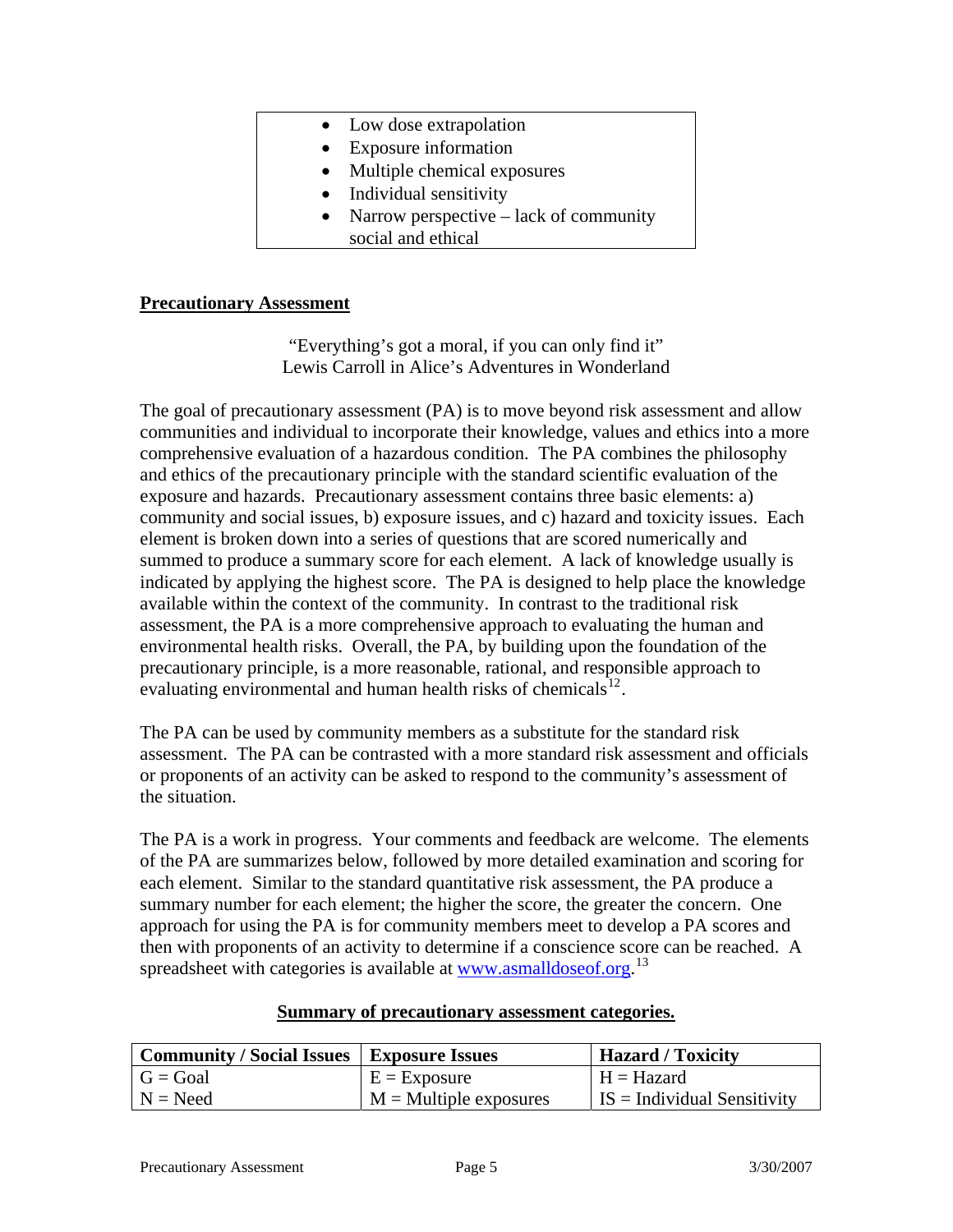- Low dose extrapolation
- Exposure information
- Multiple chemical exposures
- Individual sensitivity
- Narrow perspective – lack of community social and ethical

## Precautionary Assessment

"Everything's got a moral, if you can only find it"
Lewis Carroll in Alice's Adventures in Wonderland

The goal of precautionary assessment (PA) is to move beyond risk assessment and allow communities and individual to incorporate their knowledge, values and ethics into a more comprehensive evaluation of a hazardous condition. The PA combines the philosophy and ethics of the precautionary principle with the standard scientific evaluation of the exposure and hazards. Precautionary assessment contains three basic elements: a) community and social issues, b) exposure issues, and c) hazard and toxicity issues. Each element is broken down into a series of questions that are scored numerically and summed to produce a summary score for each element. A lack of knowledge usually is indicated by applying the highest score. The PA is designed to help place the knowledge available within the context of the community. In contrast to the traditional risk assessment, the PA is a more comprehensive approach to evaluating the human and environmental health risks. Overall, the PA, by building upon the foundation of the precautionary principle, is a more reasonable, rational, and responsible approach to evaluating environmental and human health risks of chemicals[12].

The PA can be used by community members as a substitute for the standard risk assessment. The PA can be contrasted with a more standard risk assessment and officials or proponents of an activity can be asked to respond to the community's assessment of the situation.

The PA is a work in progress. Your comments and feedback are welcome. The elements of the PA are summarizes below, followed by more detailed examination and scoring for each element. Similar to the standard quantitative risk assessment, the PA produce a summary number for each element; the higher the score, the greater the concern. One approach for using the PA is for community members meet to develop a PA scores and then with proponents of an activity to determine if a conscience score can be reached. A spreadsheet with categories is available at www.asmalldoseof.org.[13]

**Summary of precautionary assessment categories.**

| Community / Social Issues | Exposure Issues | Hazard / Toxicity |
|---|---|---|
| G = Goal | E = Exposure | H = Hazard |
| N = Need | M = Multiple exposures | IS = Individual Sensitivity |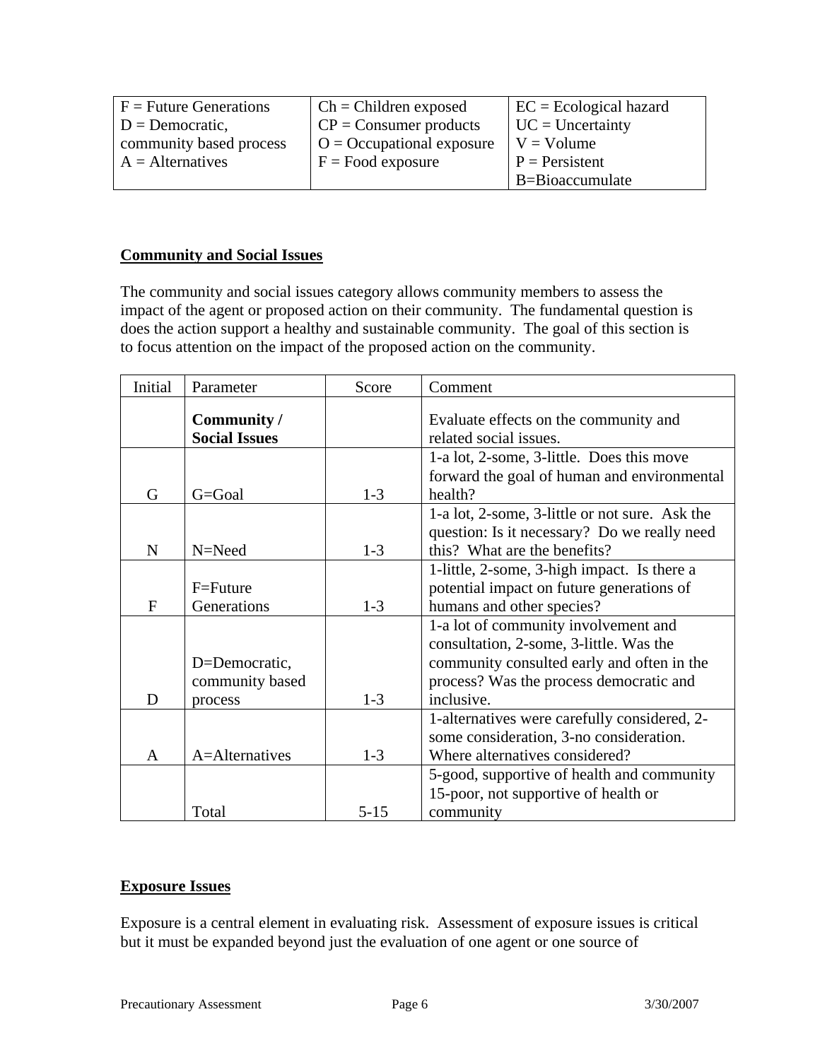| | | |
|---|---|---|
| F = Future Generations<br>D = Democratic, community based process<br>A = Alternatives | Ch = Children exposed<br>CP = Consumer products<br>O = Occupational exposure<br>F = Food exposure | EC = Ecological hazard<br>UC = Uncertainty<br>V = Volume<br>P = Persistent<br>B=Bioaccumulate |

## Community and Social Issues

The community and social issues category allows community members to assess the impact of the agent or proposed action on their community. The fundamental question is does the action support a healthy and sustainable community. The goal of this section is to focus attention on the impact of the proposed action on the community.

| Initial | Parameter | Score | Comment |
|---|---|---|---|
| | **Community / Social Issues** | | Evaluate effects on the community and related social issues. |
| G | G=Goal | 1-3 | 1-a lot, 2-some, 3-little. Does this move forward the goal of human and environmental health? |
| N | N=Need | 1-3 | 1-a lot, 2-some, 3-little or not sure. Ask the question: Is it necessary? Do we really need this? What are the benefits? |
| F | F=Future Generations | 1-3 | 1-little, 2-some, 3-high impact. Is there a potential impact on future generations of humans and other species? |
| D | D=Democratic, community based process | 1-3 | 1-a lot of community involvement and consultation, 2-some, 3-little. Was the community consulted early and often in the process? Was the process democratic and inclusive. |
| A | A=Alternatives | 1-3 | 1-alternatives were carefully considered, 2-some consideration, 3-no consideration. Where alternatives considered? |
| | Total | 5-15 | 5-good, supportive of health and community 15-poor, not supportive of health or community |

## Exposure Issues

Exposure is a central element in evaluating risk. Assessment of exposure issues is critical but it must be expanded beyond just the evaluation of one agent or one source of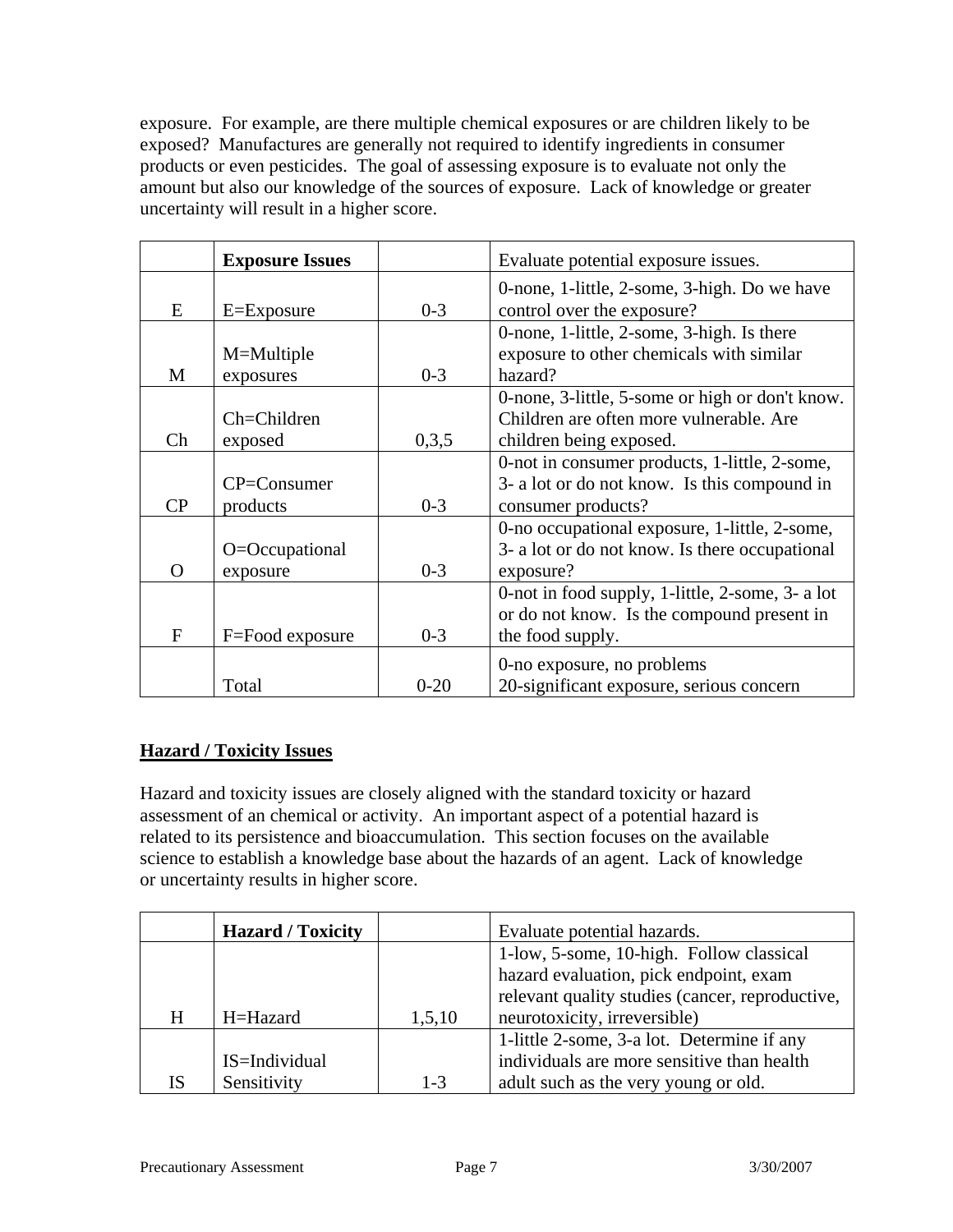exposure. For example, are there multiple chemical exposures or are children likely to be exposed? Manufactures are generally not required to identify ingredients in consumer products or even pesticides. The goal of assessing exposure is to evaluate not only the amount but also our knowledge of the sources of exposure. Lack of knowledge or greater uncertainty will result in a higher score.

| | **Exposure Issues** | | Evaluate potential exposure issues. |
|---|---|---|---|
| E | E=Exposure | 0-3 | 0-none, 1-little, 2-some, 3-high. Do we have control over the exposure? |
| M | M=Multiple exposures | 0-3 | 0-none, 1-little, 2-some, 3-high. Is there exposure to other chemicals with similar hazard? |
| Ch | Ch=Children exposed | 0,3,5 | 0-none, 3-little, 5-some or high or don't know. Children are often more vulnerable. Are children being exposed. |
| CP | CP=Consumer products | 0-3 | 0-not in consumer products, 1-little, 2-some, 3- a lot or do not know. Is this compound in consumer products? |
| O | O=Occupational exposure | 0-3 | 0-no occupational exposure, 1-little, 2-some, 3- a lot or do not know. Is there occupational exposure? |
| F | F=Food exposure | 0-3 | 0-not in food supply, 1-little, 2-some, 3- a lot or do not know. Is the compound present in the food supply. |
| | Total | 0-20 | 0-no exposure, no problems<br>20-significant exposure, serious concern |

## Hazard / Toxicity Issues

Hazard and toxicity issues are closely aligned with the standard toxicity or hazard assessment of an chemical or activity. An important aspect of a potential hazard is related to its persistence and bioaccumulation. This section focuses on the available science to establish a knowledge base about the hazards of an agent. Lack of knowledge or uncertainty results in higher score.

| | **Hazard / Toxicity** | | Evaluate potential hazards. |
|---|---|---|---|
| H | H=Hazard | 1,5,10 | 1-low, 5-some, 10-high. Follow classical hazard evaluation, pick endpoint, exam relevant quality studies (cancer, reproductive, neurotoxicity, irreversible) |
| IS | IS=Individual Sensitivity | 1-3 | 1-little 2-some, 3-a lot. Determine if any individuals are more sensitive than health adult such as the very young or old. |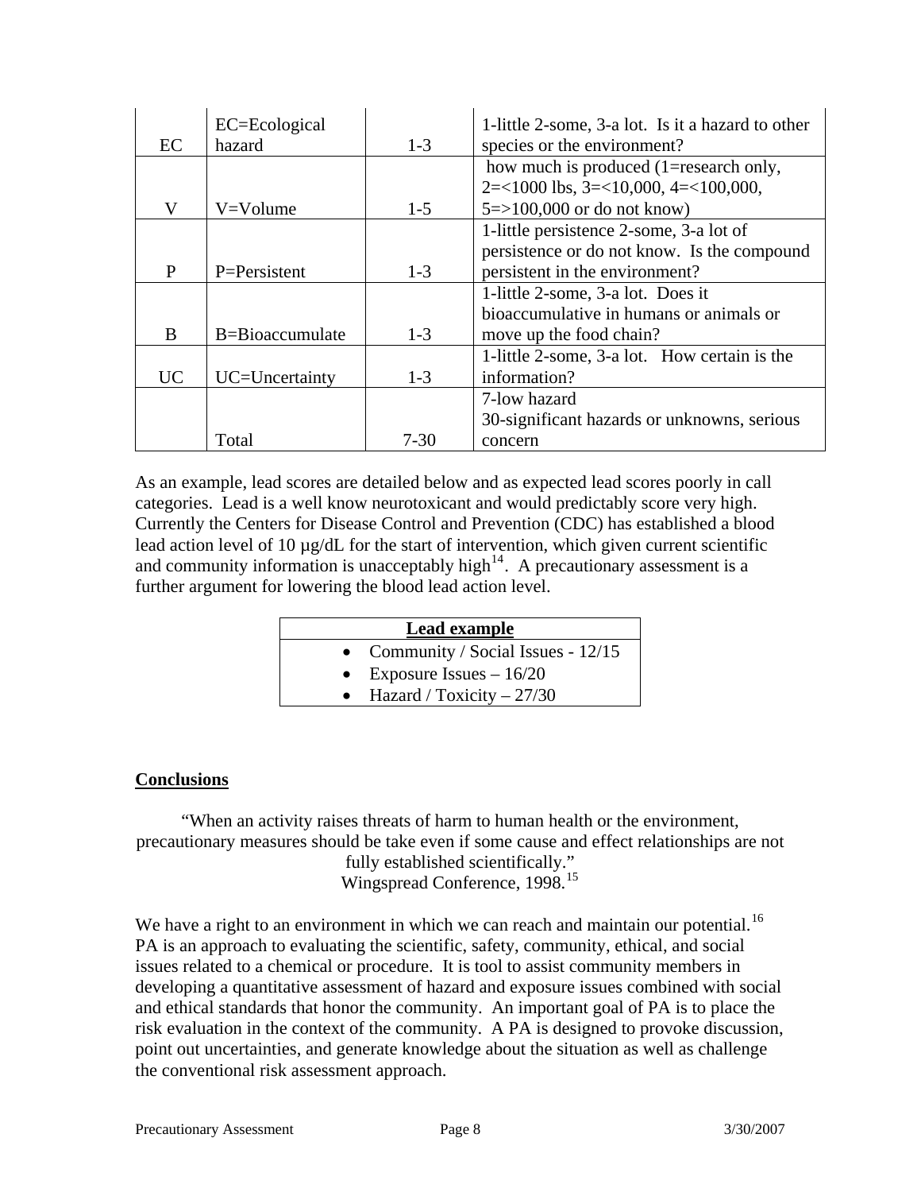| EC | EC=Ecological hazard | 1-3 | 1-little 2-some, 3-a lot. Is it a hazard to other species or the environment? |
|---|---|---|---|
| V | V=Volume | 1-5 | how much is produced (1=research only, 2=<1000 lbs, 3=<10,000, 4=<100,000, 5=>100,000 or do not know) |
| P | P=Persistent | 1-3 | 1-little persistence 2-some, 3-a lot of persistence or do not know. Is the compound persistent in the environment? |
| B | B=Bioaccumulate | 1-3 | 1-little 2-some, 3-a lot. Does it bioaccumulative in humans or animals or move up the food chain? |
| UC | UC=Uncertainty | 1-3 | 1-little 2-some, 3-a lot. How certain is the information? |
| | Total | 7-30 | 7-low hazard<br>30-significant hazards or unknowns, serious concern |

As an example, lead scores are detailed below and as expected lead scores poorly in call categories. Lead is a well know neurotoxicant and would predictably score very high. Currently the Centers for Disease Control and Prevention (CDC) has established a blood lead action level of 10 µg/dL for the start of intervention, which given current scientific and community information is unacceptably high[14]. A precautionary assessment is a further argument for lowering the blood lead action level.

| **Lead example** |
|---|
| • Community / Social Issues - 12/15<br>• Exposure Issues – 16/20<br>• Hazard / Toxicity – 27/30 |

## Conclusions

"When an activity raises threats of harm to human health or the environment, precautionary measures should be take even if some cause and effect relationships are not fully established scientifically."
Wingspread Conference, 1998.[15]

We have a right to an environment in which we can reach and maintain our potential.[16] PA is an approach to evaluating the scientific, safety, community, ethical, and social issues related to a chemical or procedure. It is tool to assist community members in developing a quantitative assessment of hazard and exposure issues combined with social and ethical standards that honor the community. An important goal of PA is to place the risk evaluation in the context of the community. A PA is designed to provoke discussion, point out uncertainties, and generate knowledge about the situation as well as challenge the conventional risk assessment approach.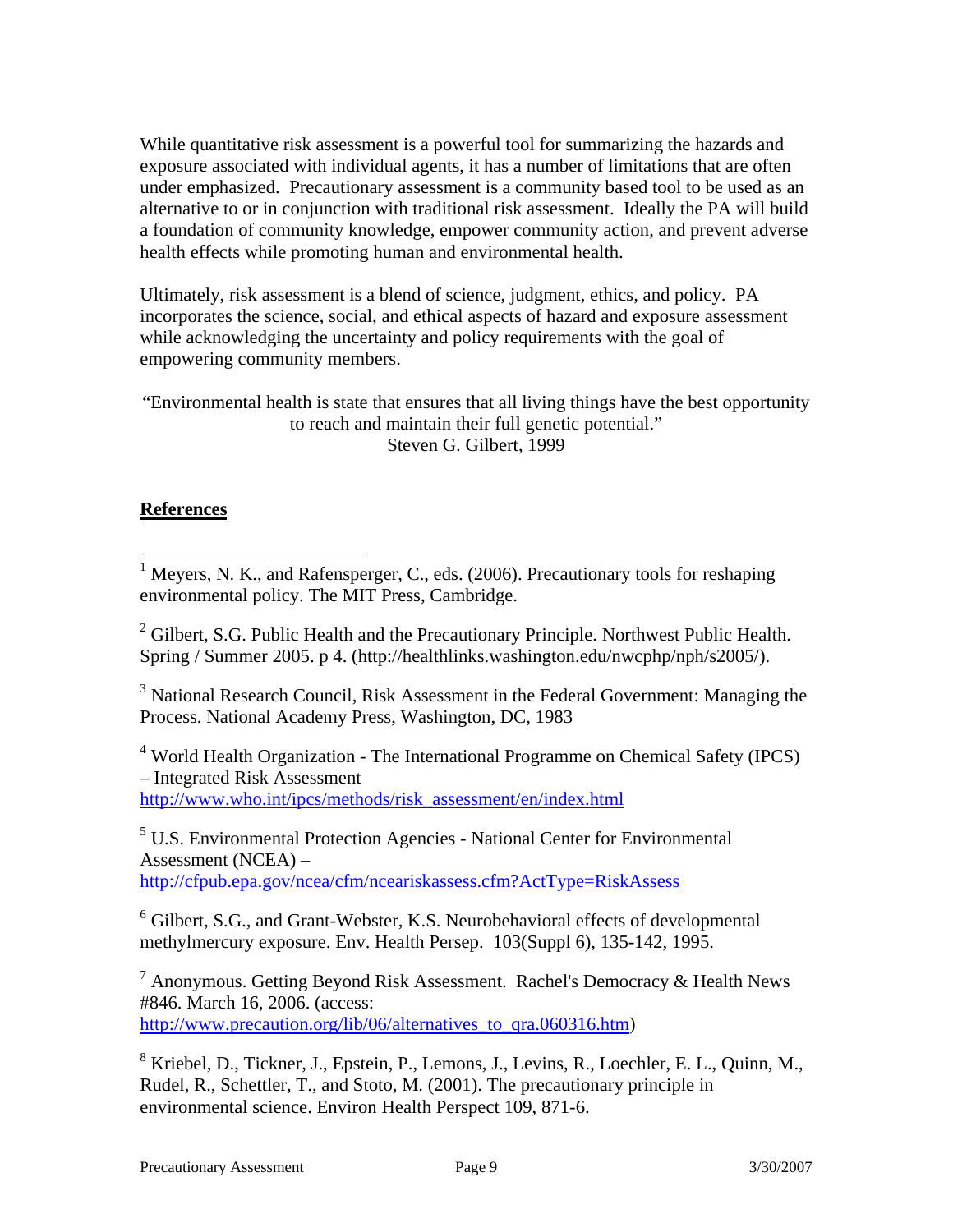While quantitative risk assessment is a powerful tool for summarizing the hazards and exposure associated with individual agents, it has a number of limitations that are often under emphasized. Precautionary assessment is a community based tool to be used as an alternative to or in conjunction with traditional risk assessment. Ideally the PA will build a foundation of community knowledge, empower community action, and prevent adverse health effects while promoting human and environmental health.

Ultimately, risk assessment is a blend of science, judgment, ethics, and policy. PA incorporates the science, social, and ethical aspects of hazard and exposure assessment while acknowledging the uncertainty and policy requirements with the goal of empowering community members.

> "Environmental health is state that ensures that all living things have the best opportunity to reach and maintain their full genetic potential."
> Steven G. Gilbert, 1999

**References**

[1] Meyers, N. K., and Rafensperger, C., eds. (2006). Precautionary tools for reshaping environmental policy. The MIT Press, Cambridge.

[2] Gilbert, S.G. Public Health and the Precautionary Principle. Northwest Public Health. Spring / Summer 2005. p 4. (http://healthlinks.washington.edu/nwcphp/nph/s2005/).

[3] National Research Council, Risk Assessment in the Federal Government: Managing the Process. National Academy Press, Washington, DC, 1983

[4] World Health Organization - The International Programme on Chemical Safety (IPCS) – Integrated Risk Assessment http://www.who.int/ipcs/methods/risk_assessment/en/index.html

[5] U.S. Environmental Protection Agencies - National Center for Environmental Assessment (NCEA) – http://cfpub.epa.gov/ncea/cfm/nceariskassess.cfm?ActType=RiskAssess

[6] Gilbert, S.G., and Grant-Webster, K.S. Neurobehavioral effects of developmental methylmercury exposure. Env. Health Persep. 103(Suppl 6), 135-142, 1995.

[7] Anonymous. Getting Beyond Risk Assessment. Rachel's Democracy & Health News #846. March 16, 2006. (access: http://www.precaution.org/lib/06/alternatives_to_qra.060316.htm)

[8] Kriebel, D., Tickner, J., Epstein, P., Lemons, J., Levins, R., Loechler, E. L., Quinn, M., Rudel, R., Schettler, T., and Stoto, M. (2001). The precautionary principle in environmental science. Environ Health Perspect 109, 871-6.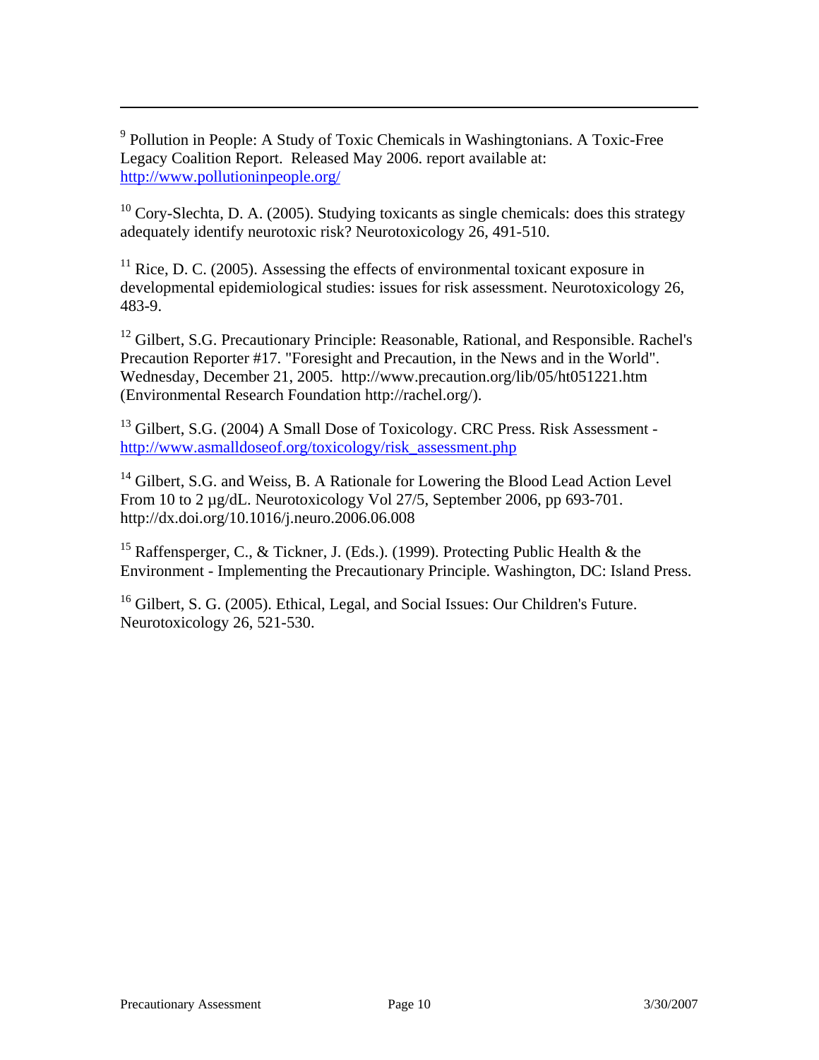[9] Pollution in People: A Study of Toxic Chemicals in Washingtonians. A Toxic-Free Legacy Coalition Report. Released May 2006. report available at: http://www.pollutioninpeople.org/

[10] Cory-Slechta, D. A. (2005). Studying toxicants as single chemicals: does this strategy adequately identify neurotoxic risk? Neurotoxicology 26, 491-510.

[11] Rice, D. C. (2005). Assessing the effects of environmental toxicant exposure in developmental epidemiological studies: issues for risk assessment. Neurotoxicology 26, 483-9.

[12] Gilbert, S.G. Precautionary Principle: Reasonable, Rational, and Responsible. Rachel's Precaution Reporter #17. "Foresight and Precaution, in the News and in the World". Wednesday, December 21, 2005. http://www.precaution.org/lib/05/ht051221.htm (Environmental Research Foundation http://rachel.org/).

[13] Gilbert, S.G. (2004) A Small Dose of Toxicology. CRC Press. Risk Assessment - http://www.asmalldoseof.org/toxicology/risk_assessment.php

[14] Gilbert, S.G. and Weiss, B. A Rationale for Lowering the Blood Lead Action Level From 10 to 2 µg/dL. Neurotoxicology Vol 27/5, September 2006, pp 693-701. http://dx.doi.org/10.1016/j.neuro.2006.06.008

[15] Raffensperger, C., & Tickner, J. (Eds.). (1999). Protecting Public Health & the Environment - Implementing the Precautionary Principle. Washington, DC: Island Press.

[16] Gilbert, S. G. (2005). Ethical, Legal, and Social Issues: Our Children's Future. Neurotoxicology 26, 521-530.